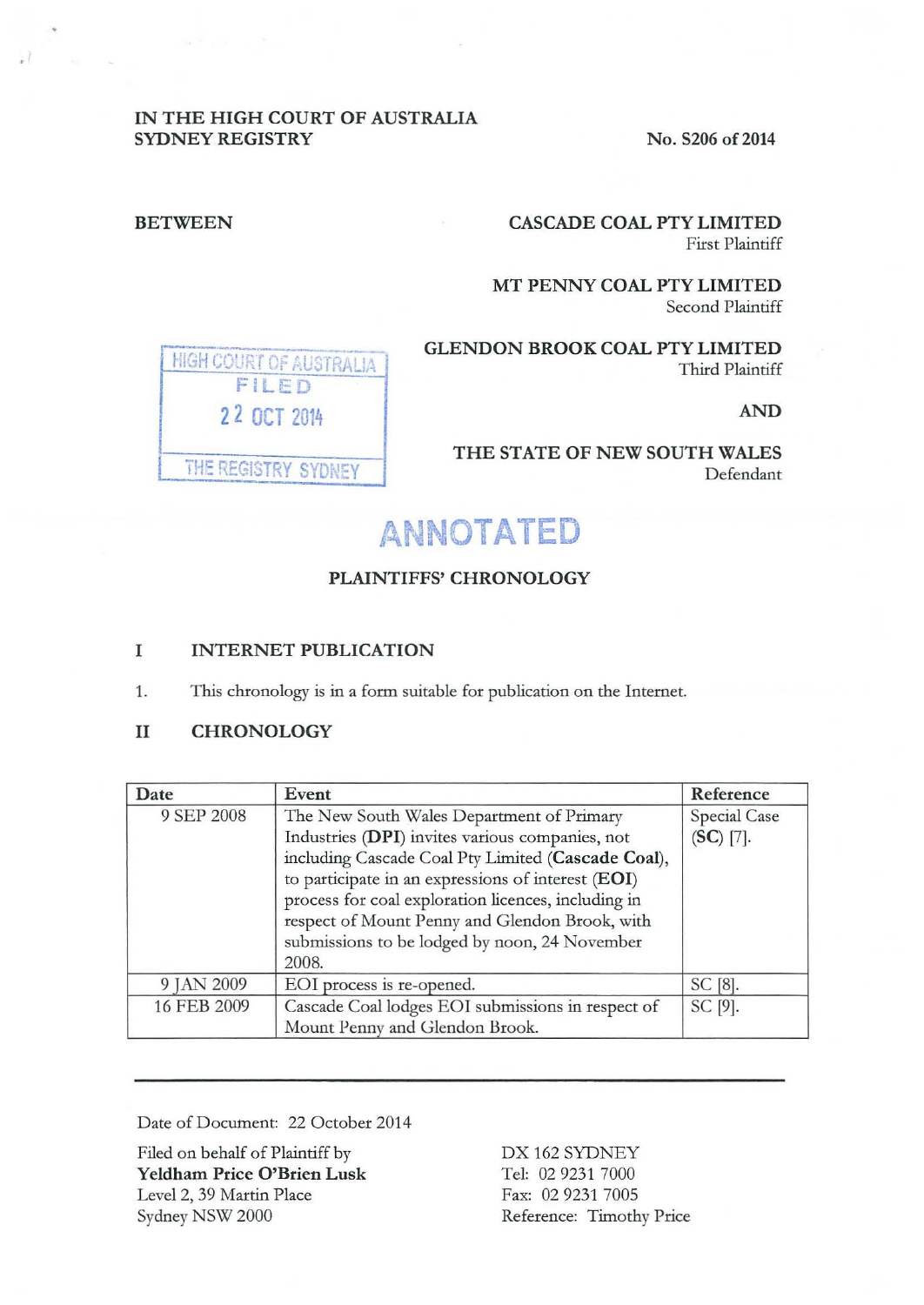IN THE HIGH COURT OF AUSTRALIA
SYDNEY REGISTRY

No. S206 of 2014

BETWEEN

**CASCADE COAL PTY LIMITED**
First Plaintiff

**MT PENNY COAL PTY LIMITED**
Second Plaintiff

**GLENDON BROOK COAL PTY LIMITED**
Third Plaintiff

**AND**

**THE STATE OF NEW SOUTH WALES**
Defendant

HIGH COURT OF AUSTRALIA
FILED
22 OCT 2014
THE REGISTRY SYDNEY

ANNOTATED

## PLAINTIFFS' CHRONOLOGY

## I INTERNET PUBLICATION

1. This chronology is in a form suitable for publication on the Internet.

## II CHRONOLOGY

| Date | Event | Reference |
|---|---|---|
| 9 SEP 2008 | The New South Wales Department of Primary Industries (**DPI**) invites various companies, not including Cascade Coal Pty Limited (**Cascade Coal**), to participate in an expressions of interest (**EOI**) process for coal exploration licences, including in respect of Mount Penny and Glendon Brook, with submissions to be lodged by noon, 24 November 2008. | Special Case (**SC**) [7]. |
| 9 JAN 2009 | EOI process is re-opened. | SC [8]. |
| 16 FEB 2009 | Cascade Coal lodges EOI submissions in respect of Mount Penny and Glendon Brook. | SC [9]. |

Date of Document: 22 October 2014

Filed on behalf of Plaintiff by
**Yeldham Price O'Brien Lusk**
Level 2, 39 Martin Place
Sydney NSW 2000

DX 162 SYDNEY
Tel: 02 9231 7000
Fax: 02 9231 7005
Reference: Timothy Price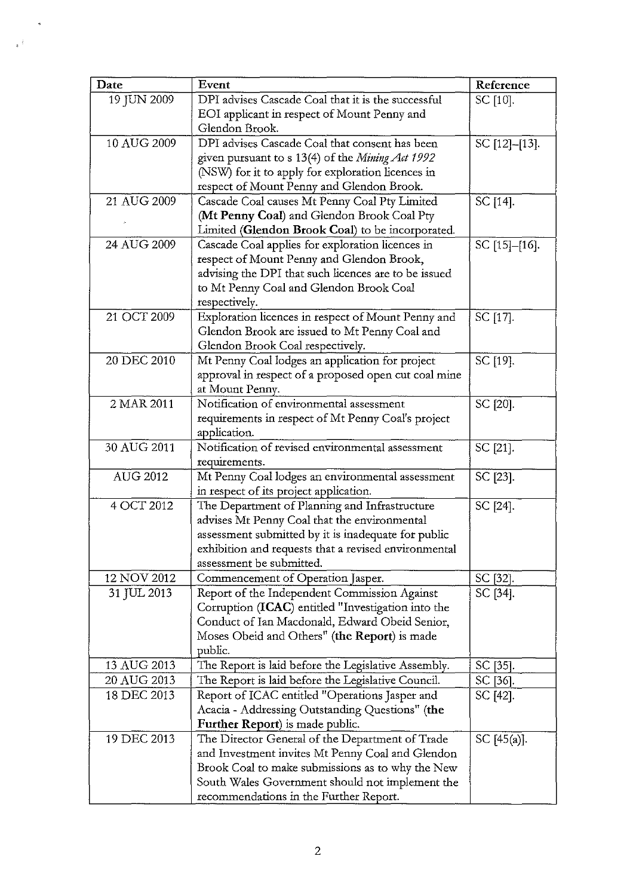| Date | Event | Reference |
|---|---|---|
| 19 JUN 2009 | DPI advises Cascade Coal that it is the successful EOI applicant in respect of Mount Penny and Glendon Brook. | SC [10]. |
| 10 AUG 2009 | DPI advises Cascade Coal that consent has been given pursuant to s 13(4) of the *Mining Act 1992* (NSW) for it to apply for exploration licences in respect of Mount Penny and Glendon Brook. | SC [12]–[13]. |
| 21 AUG 2009 | Cascade Coal causes Mt Penny Coal Pty Limited (**Mt Penny Coal**) and Glendon Brook Coal Pty Limited (**Glendon Brook Coal**) to be incorporated. | SC [14]. |
| 24 AUG 2009 | Cascade Coal applies for exploration licences in respect of Mount Penny and Glendon Brook, advising the DPI that such licences are to be issued to Mt Penny Coal and Glendon Brook Coal respectively. | SC [15]–[16]. |
| 21 OCT 2009 | Exploration licences in respect of Mount Penny and Glendon Brook are issued to Mt Penny Coal and Glendon Brook Coal respectively. | SC [17]. |
| 20 DEC 2010 | Mt Penny Coal lodges an application for project approval in respect of a proposed open cut coal mine at Mount Penny. | SC [19]. |
| 2 MAR 2011 | Notification of environmental assessment requirements in respect of Mt Penny Coal's project application. | SC [20]. |
| 30 AUG 2011 | Notification of revised environmental assessment requirements. | SC [21]. |
| AUG 2012 | Mt Penny Coal lodges an environmental assessment in respect of its project application. | SC [23]. |
| 4 OCT 2012 | The Department of Planning and Infrastructure advises Mt Penny Coal that the environmental assessment submitted by it is inadequate for public exhibition and requests that a revised environmental assessment be submitted. | SC [24]. |
| 12 NOV 2012 | Commencement of Operation Jasper. | SC [32]. |
| 31 JUL 2013 | Report of the Independent Commission Against Corruption (**ICAC**) entitled "Investigation into the Conduct of Ian Macdonald, Edward Obeid Senior, Moses Obeid and Others" (**the Report**) is made public. | SC [34]. |
| 13 AUG 2013 | The Report is laid before the Legislative Assembly. | SC [35]. |
| 20 AUG 2013 | The Report is laid before the Legislative Council. | SC [36]. |
| 18 DEC 2013 | Report of ICAC entitled "Operations Jasper and Acacia - Addressing Outstanding Questions" (**the Further Report**) is made public. | SC [42]. |
| 19 DEC 2013 | The Director General of the Department of Trade and Investment invites Mt Penny Coal and Glendon Brook Coal to make submissions as to why the New South Wales Government should not implement the recommendations in the Further Report. | SC [45(a)]. |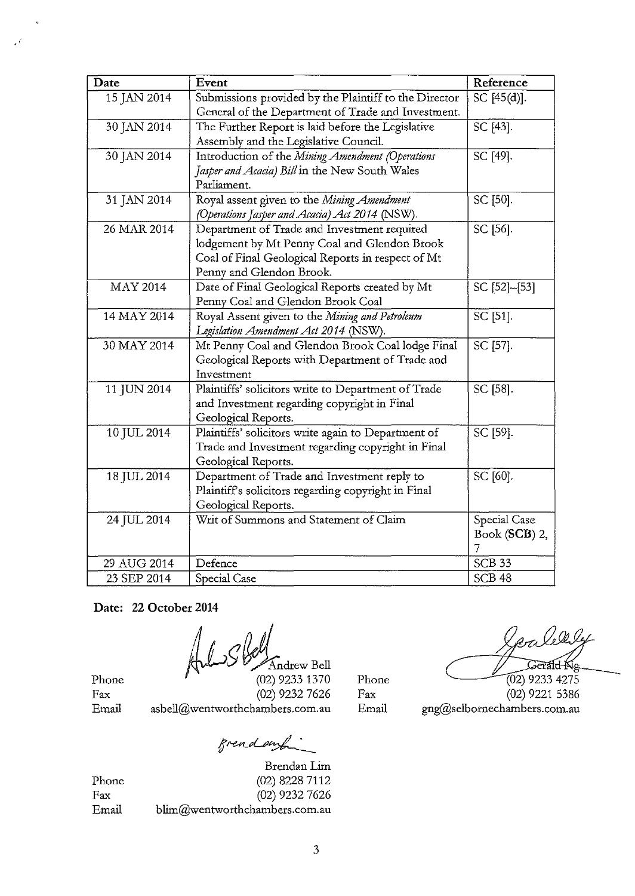| Date | Event | Reference |
|---|---|---|
| 15 JAN 2014 | Submissions provided by the Plaintiff to the Director General of the Department of Trade and Investment. | SC [45(d)]. |
| 30 JAN 2014 | The Further Report is laid before the Legislative Assembly and the Legislative Council. | SC [43]. |
| 30 JAN 2014 | Introduction of the *Mining Amendment (Operations Jasper and Acacia) Bill* in the New South Wales Parliament. | SC [49]. |
| 31 JAN 2014 | Royal assent given to the *Mining Amendment (Operations Jasper and Acacia) Act 2014* (NSW). | SC [50]. |
| 26 MAR 2014 | Department of Trade and Investment required lodgement by Mt Penny Coal and Glendon Brook Coal of Final Geological Reports in respect of Mt Penny and Glendon Brook. | SC [56]. |
| MAY 2014 | Date of Final Geological Reports created by Mt Penny Coal and Glendon Brook Coal | SC [52]–[53] |
| 14 MAY 2014 | Royal Assent given to the *Mining and Petroleum Legislation Amendment Act 2014* (NSW). | SC [51]. |
| 30 MAY 2014 | Mt Penny Coal and Glendon Brook Coal lodge Final Geological Reports with Department of Trade and Investment | SC [57]. |
| 11 JUN 2014 | Plaintiffs' solicitors write to Department of Trade and Investment regarding copyright in Final Geological Reports. | SC [58]. |
| 10 JUL 2014 | Plaintiffs' solicitors write again to Department of Trade and Investment regarding copyright in Final Geological Reports. | SC [59]. |
| 18 JUL 2014 | Department of Trade and Investment reply to Plaintiff's solicitors regarding copyright in Final Geological Reports. | SC [60]. |
| 24 JUL 2014 | Writ of Summons and Statement of Claim | Special Case Book (**SCB**) 2, 7 |
| 29 AUG 2014 | Defence | SCB 33 |
| 23 SEP 2014 | Special Case | SCB 48 |

**Date: 22 October 2014**

Andrew Bell
Phone (02) 9233 1370
Fax (02) 9232 7626
Email asbell@wentworthchambers.com.au

Gerald Ng
Phone (02) 9233 4275
Fax (02) 9221 5386
Email gng@selbornechambers.com.au

Brendan Lim
Phone (02) 8228 7112
Fax (02) 9232 7626
Email blim@wentworthchambers.com.au